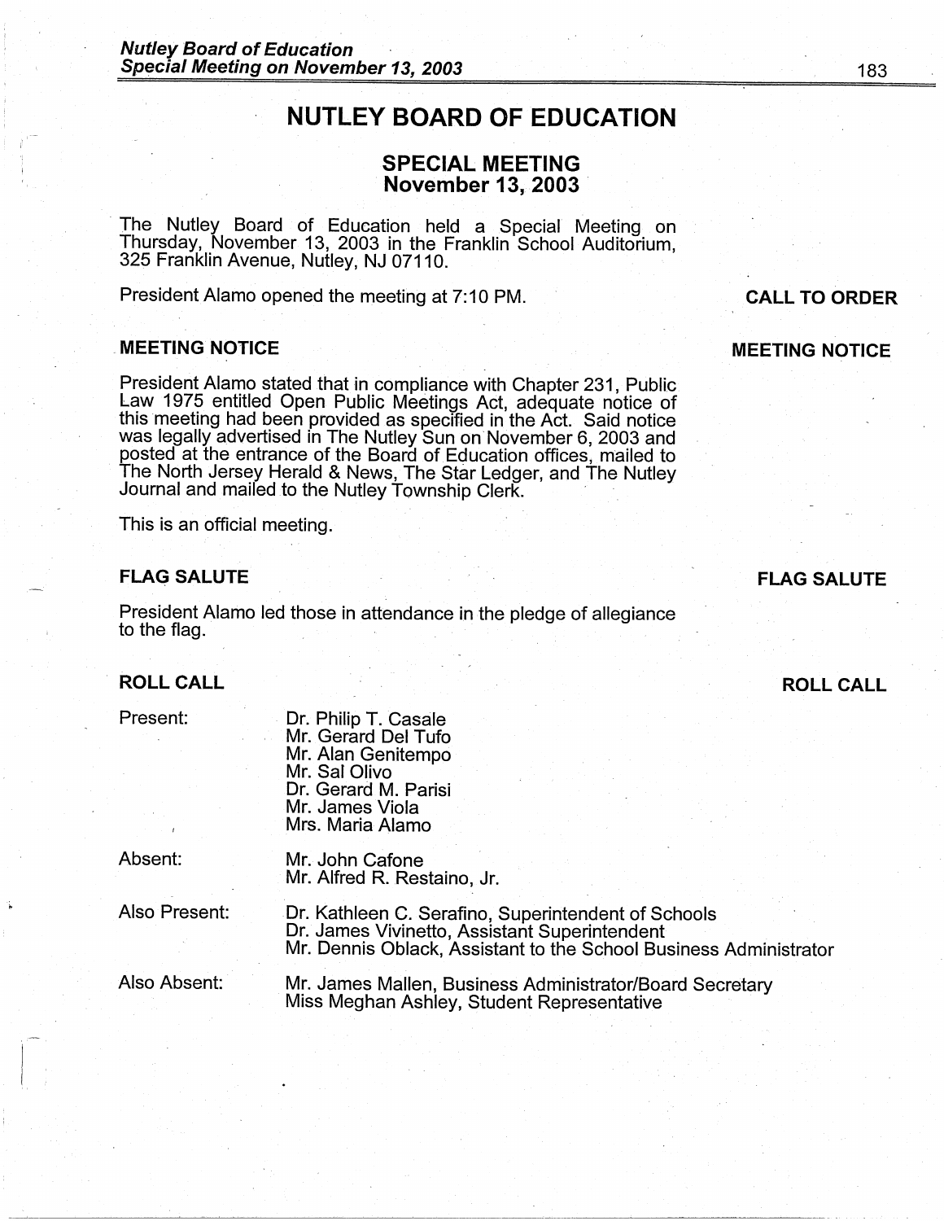# NUTLEY BOARD OF EDUCATION

## SPECIAL MEETING
## November 13, 2003

The Nutley Board of Education held a Special Meeting on Thursday, November 13, 2003 in the Franklin School Auditorium, 325 Franklin Avenue, Nutley, NJ 07110.

**CALL TO ORDER**

President Alamo opened the meeting at 7:10 PM.

### MEETING NOTICE

President Alamo stated that in compliance with Chapter 231, Public Law 1975 entitled Open Public Meetings Act, adequate notice of this meeting had been provided as specified in the Act. Said notice was legally advertised in The Nutley Sun on November 6, 2003 and posted at the entrance of the Board of Education offices, mailed to The North Jersey Herald & News, The Star Ledger, and The Nutley Journal and mailed to the Nutley Township Clerk.

This is an official meeting.

### FLAG SALUTE

President Alamo led those in attendance in the pledge of allegiance to the flag.

### ROLL CALL

Present:
- Dr. Philip T. Casale
- Mr. Gerard Del Tufo
- Mr. Alan Genitempo
- Mr. Sal Olivo
- Dr. Gerard M. Parisi
- Mr. James Viola
- Mrs. Maria Alamo

Absent:
- Mr. John Cafone
- Mr. Alfred R. Restaino, Jr.

Also Present:
- Dr. Kathleen C. Serafino, Superintendent of Schools
- Dr. James Vivinetto, Assistant Superintendent
- Mr. Dennis Oblack, Assistant to the School Business Administrator

Also Absent:
- Mr. James Mallen, Business Administrator/Board Secretary
- Miss Meghan Ashley, Student Representative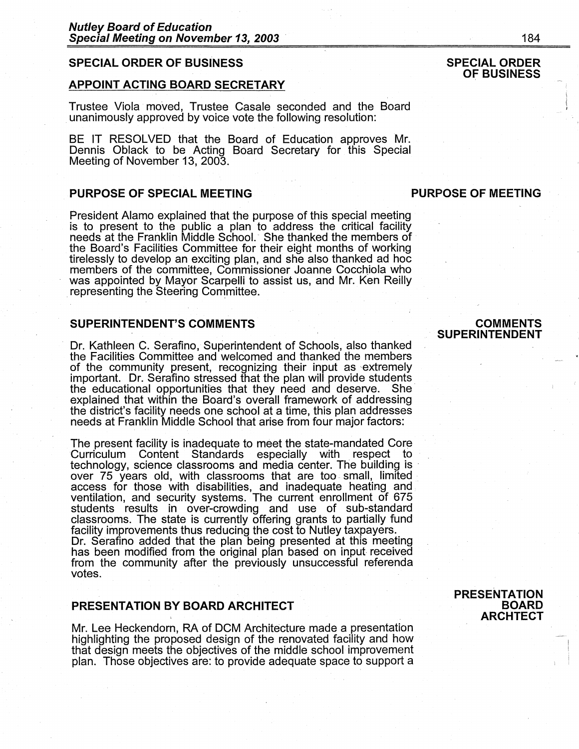## SPECIAL ORDER OF BUSINESS

**SPECIAL ORDER OF BUSINESS**

### APPOINT ACTING BOARD SECRETARY

Trustee Viola moved, Trustee Casale seconded and the Board unanimously approved by voice vote the following resolution:

BE IT RESOLVED that the Board of Education approves Mr. Dennis Oblack to be Acting Board Secretary for this Special Meeting of November 13, 2003.

## PURPOSE OF SPECIAL MEETING

**PURPOSE OF MEETING**

President Alamo explained that the purpose of this special meeting is to present to the public a plan to address the critical facility needs at the Franklin Middle School. She thanked the members of the Board's Facilities Committee for their eight months of working tirelessly to develop an exciting plan, and she also thanked ad hoc members of the committee, Commissioner Joanne Cocchiola who was appointed by Mayor Scarpelli to assist us, and Mr. Ken Reilly representing the Steering Committee.

## SUPERINTENDENT'S COMMENTS

**COMMENTS SUPERINTENDENT**

Dr. Kathleen C. Serafino, Superintendent of Schools, also thanked the Facilities Committee and welcomed and thanked the members of the community present, recognizing their input as extremely important. Dr. Serafino stressed that the plan will provide students the educational opportunities that they need and deserve. She explained that within the Board's overall framework of addressing the district's facility needs one school at a time, this plan addresses needs at Franklin Middle School that arise from four major factors:

The present facility is inadequate to meet the state-mandated Core Curriculum Content Standards especially with respect to technology, science classrooms and media center. The building is over 75 years old, with classrooms that are too small, limited access for those with disabilities, and inadequate heating and ventilation, and security systems. The current enrollment of 675 students results in over-crowding and use of sub-standard classrooms. The state is currently offering grants to partially fund facility improvements thus reducing the cost to Nutley taxpayers.
Dr. Serafino added that the plan being presented at this meeting has been modified from the original plan based on input received from the community after the previously unsuccessful referenda votes.

## PRESENTATION BY BOARD ARCHITECT

**PRESENTATION BOARD ARCHTECT**

Mr. Lee Heckendorn, RA of DCM Architecture made a presentation highlighting the proposed design of the renovated facility and how that design meets the objectives of the middle school improvement plan. Those objectives are: to provide adequate space to support a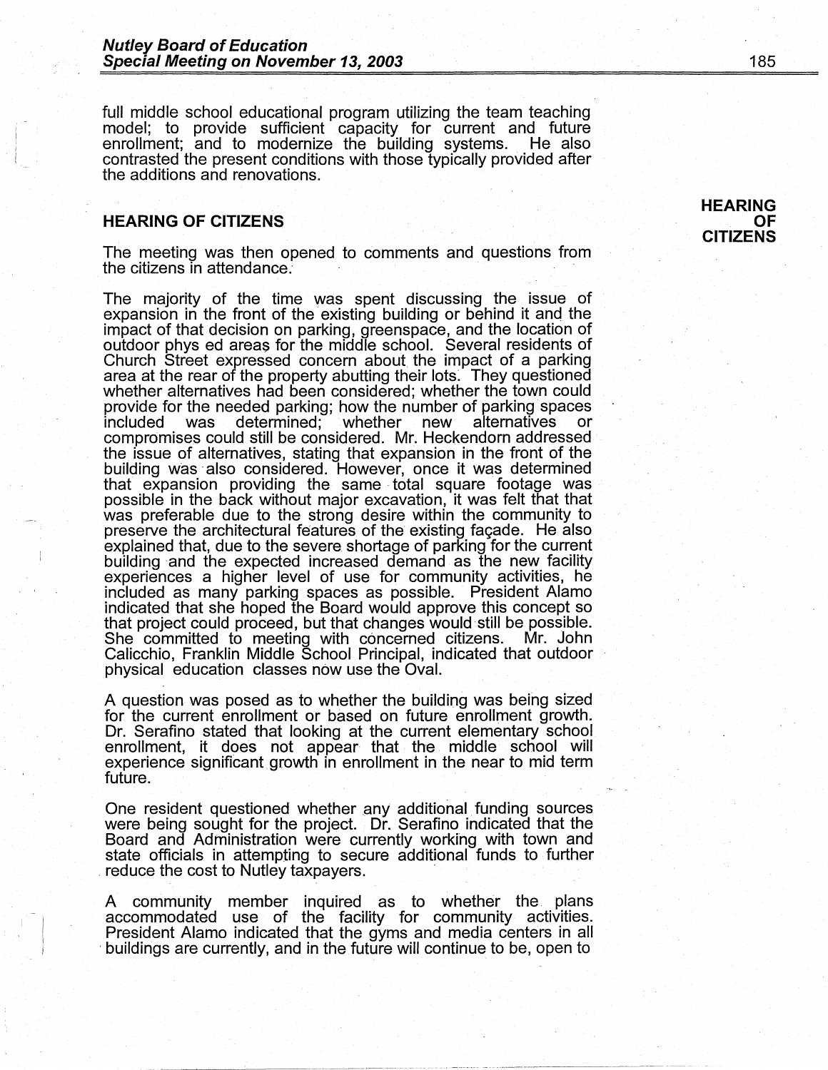full middle school educational program utilizing the team teaching model; to provide sufficient capacity for current and future enrollment; and to modernize the building systems. He also contrasted the present conditions with those typically provided after the additions and renovations.

## HEARING OF CITIZENS

**HEARING OF CITIZENS**

The meeting was then opened to comments and questions from the citizens in attendance.

The majority of the time was spent discussing the issue of expansion in the front of the existing building or behind it and the impact of that decision on parking, greenspace, and the location of outdoor phys ed areas for the middle school. Several residents of Church Street expressed concern about the impact of a parking area at the rear of the property abutting their lots. They questioned whether alternatives had been considered; whether the town could provide for the needed parking; how the number of parking spaces included was determined; whether new alternatives or compromises could still be considered. Mr. Heckendorn addressed the issue of alternatives, stating that expansion in the front of the building was also considered. However, once it was determined that expansion providing the same total square footage was possible in the back without major excavation, it was felt that that was preferable due to the strong desire within the community to preserve the architectural features of the existing façade. He also explained that, due to the severe shortage of parking for the current building and the expected increased demand as the new facility experiences a higher level of use for community activities, he included as many parking spaces as possible. President Alamo indicated that she hoped the Board would approve this concept so that project could proceed, but that changes would still be possible. She committed to meeting with concerned citizens. Mr. John Calicchio, Franklin Middle School Principal, indicated that outdoor physical education classes now use the Oval.

A question was posed as to whether the building was being sized for the current enrollment or based on future enrollment growth. Dr. Serafino stated that looking at the current elementary school enrollment, it does not appear that the middle school will experience significant growth in enrollment in the near to mid term future.

One resident questioned whether any additional funding sources were being sought for the project. Dr. Serafino indicated that the Board and Administration were currently working with town and state officials in attempting to secure additional funds to further reduce the cost to Nutley taxpayers.

A community member inquired as to whether the plans accommodated use of the facility for community activities. President Alamo indicated that the gyms and media centers in all buildings are currently, and in the future will continue to be, open to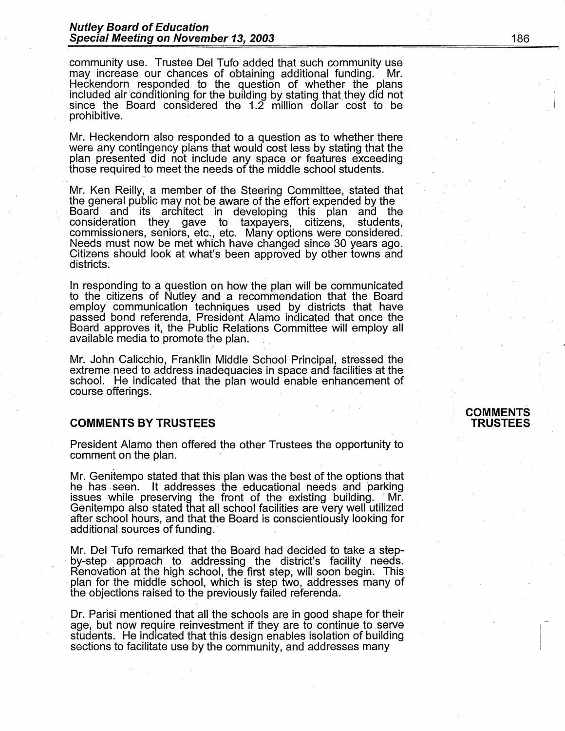community use. Trustee Del Tufo added that such community use may increase our chances of obtaining additional funding. Mr. Heckendorn responded to the question of whether the plans included air conditioning for the building by stating that they did not since the Board considered the 1.2 million dollar cost to be prohibitive.

Mr. Heckendorn also responded to a question as to whether there were any contingency plans that would cost less by stating that the plan presented did not include any space or features exceeding those required to meet the needs of the middle school students.

Mr. Ken Reilly, a member of the Steering Committee, stated that the general public may not be aware of the effort expended by the Board and its architect in developing this plan and the consideration they gave to taxpayers, citizens, students, commissioners, seniors, etc., etc. Many options were considered. Needs must now be met which have changed since 30 years ago. Citizens should look at what's been approved by other towns and districts.

In responding to a question on how the plan will be communicated to the citizens of Nutley and a recommendation that the Board employ communication techniques used by districts that have passed bond referenda, President Alamo indicated that once the Board approves it, the Public Relations Committee will employ all available media to promote the plan.

Mr. John Calicchio, Franklin Middle School Principal, stressed the extreme need to address inadequacies in space and facilities at the school. He indicated that the plan would enable enhancement of course offerings.

## COMMENTS BY TRUSTEES

**COMMENTS TRUSTEES**

President Alamo then offered the other Trustees the opportunity to comment on the plan.

Mr. Genitempo stated that this plan was the best of the options that he has seen. It addresses the educational needs and parking issues while preserving the front of the existing building. Mr. Genitempo also stated that all school facilities are very well utilized after school hours, and that the Board is conscientiously looking for additional sources of funding.

Mr. Del Tufo remarked that the Board had decided to take a step-by-step approach to addressing the district's facility needs. Renovation at the high school, the first step, will soon begin. This plan for the middle school, which is step two, addresses many of the objections raised to the previously failed referenda.

Dr. Parisi mentioned that all the schools are in good shape for their age, but now require reinvestment if they are to continue to serve students. He indicated that this design enables isolation of building sections to facilitate use by the community, and addresses many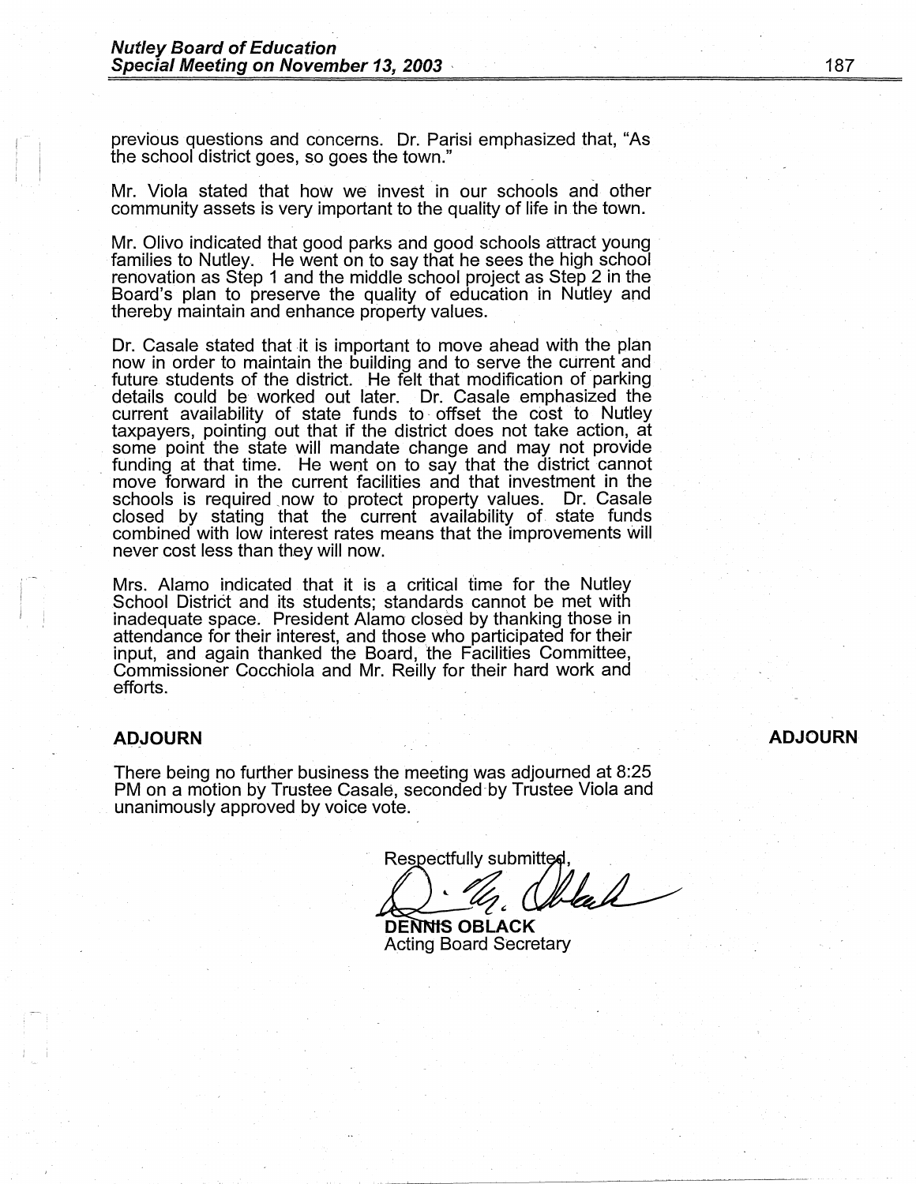previous questions and concerns. Dr. Parisi emphasized that, "As the school district goes, so goes the town."

Mr. Viola stated that how we invest in our schools and other community assets is very important to the quality of life in the town.

Mr. Olivo indicated that good parks and good schools attract young families to Nutley. He went on to say that he sees the high school renovation as Step 1 and the middle school project as Step 2 in the Board's plan to preserve the quality of education in Nutley and thereby maintain and enhance property values.

Dr. Casale stated that it is important to move ahead with the plan now in order to maintain the building and to serve the current and future students of the district. He felt that modification of parking details could be worked out later. Dr. Casale emphasized the current availability of state funds to offset the cost to Nutley taxpayers, pointing out that if the district does not take action, at some point the state will mandate change and may not provide funding at that time. He went on to say that the district cannot move forward in the current facilities and that investment in the schools is required now to protect property values. Dr. Casale closed by stating that the current availability of state funds combined with low interest rates means that the improvements will never cost less than they will now.

Mrs. Alamo indicated that it is a critical time for the Nutley School District and its students; standards cannot be met with inadequate space. President Alamo closed by thanking those in attendance for their interest, and those who participated for their input, and again thanked the Board, the Facilities Committee, Commissioner Cocchiola and Mr. Reilly for their hard work and efforts.

## ADJOURN

**ADJOURN**

There being no further business the meeting was adjourned at 8:25 PM on a motion by Trustee Casale, seconded by Trustee Viola and unanimously approved by voice vote.

Respectfully submitted,

**DENNIS OBLACK**
Acting Board Secretary